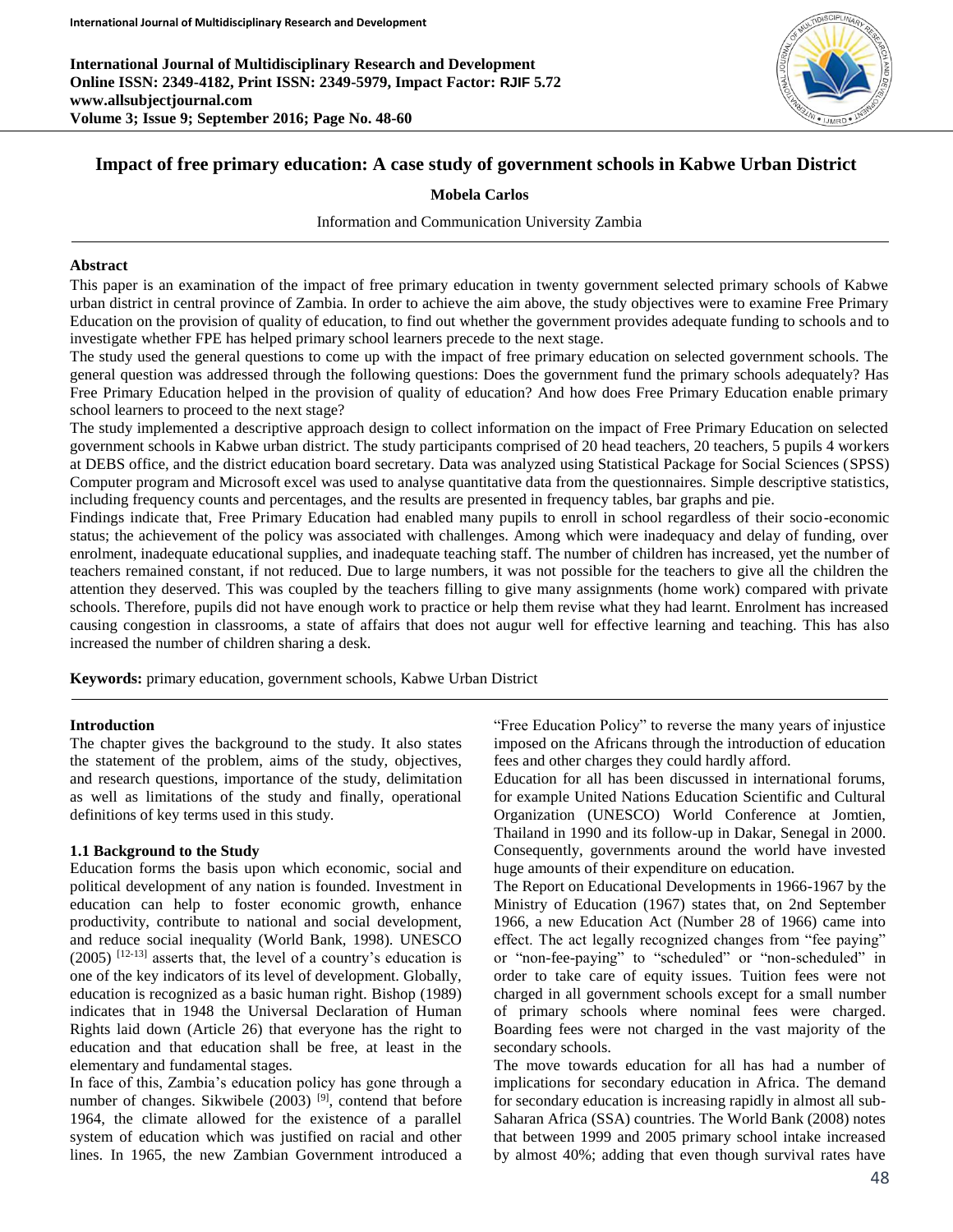# Impact of free primary education: A case study of government schools in Kabwe Urban District

**Mobela Carlos**

Information and Communication University Zambia

## Abstract

This paper is an examination of the impact of free primary education in twenty government selected primary schools of Kabwe urban district in central province of Zambia. In order to achieve the aim above, the study objectives were to examine Free Primary Education on the provision of quality of education, to find out whether the government provides adequate funding to schools and to investigate whether FPE has helped primary school learners precede to the next stage.

The study used the general questions to come up with the impact of free primary education on selected government schools. The general question was addressed through the following questions: Does the government fund the primary schools adequately? Has Free Primary Education helped in the provision of quality of education? And how does Free Primary Education enable primary school learners to proceed to the next stage?

The study implemented a descriptive approach design to collect information on the impact of Free Primary Education on selected government schools in Kabwe urban district. The study participants comprised of 20 head teachers, 20 teachers, 5 pupils 4 workers at DEBS office, and the district education board secretary. Data was analyzed using Statistical Package for Social Sciences (SPSS) Computer program and Microsoft excel was used to analyse quantitative data from the questionnaires. Simple descriptive statistics, including frequency counts and percentages, and the results are presented in frequency tables, bar graphs and pie.

Findings indicate that, Free Primary Education had enabled many pupils to enroll in school regardless of their socio-economic status; the achievement of the policy was associated with challenges. Among which were inadequacy and delay of funding, over enrolment, inadequate educational supplies, and inadequate teaching staff. The number of children has increased, yet the number of teachers remained constant, if not reduced. Due to large numbers, it was not possible for the teachers to give all the children the attention they deserved. This was coupled by the teachers filling to give many assignments (home work) compared with private schools. Therefore, pupils did not have enough work to practice or help them revise what they had learnt. Enrolment has increased causing congestion in classrooms, a state of affairs that does not augur well for effective learning and teaching. This has also increased the number of children sharing a desk.

**Keywords:** primary education, government schools, Kabwe Urban District

## Introduction

The chapter gives the background to the study. It also states the statement of the problem, aims of the study, objectives, and research questions, importance of the study, delimitation as well as limitations of the study and finally, operational definitions of key terms used in this study.

### 1.1 Background to the Study

Education forms the basis upon which economic, social and political development of any nation is founded. Investment in education can help to foster economic growth, enhance productivity, contribute to national and social development, and reduce social inequality (World Bank, 1998). UNESCO (2005) [12-13] asserts that, the level of a country's education is one of the key indicators of its level of development. Globally, education is recognized as a basic human right. Bishop (1989) indicates that in 1948 the Universal Declaration of Human Rights laid down (Article 26) that everyone has the right to education and that education shall be free, at least in the elementary and fundamental stages.

In face of this, Zambia's education policy has gone through a number of changes. Sikwibele (2003) [9], contend that before 1964, the climate allowed for the existence of a parallel system of education which was justified on racial and other lines. In 1965, the new Zambian Government introduced a "Free Education Policy" to reverse the many years of injustice imposed on the Africans through the introduction of education fees and other charges they could hardly afford.

Education for all has been discussed in international forums, for example United Nations Education Scientific and Cultural Organization (UNESCO) World Conference at Jomtien, Thailand in 1990 and its follow-up in Dakar, Senegal in 2000. Consequently, governments around the world have invested huge amounts of their expenditure on education.

The Report on Educational Developments in 1966-1967 by the Ministry of Education (1967) states that, on 2nd September 1966, a new Education Act (Number 28 of 1966) came into effect. The act legally recognized changes from "fee paying" or "non-fee-paying" to "scheduled" or "non-scheduled" in order to take care of equity issues. Tuition fees were not charged in all government schools except for a small number of primary schools where nominal fees were charged. Boarding fees were not charged in the vast majority of the secondary schools.

The move towards education for all has had a number of implications for secondary education in Africa. The demand for secondary education is increasing rapidly in almost all sub-Saharan Africa (SSA) countries. The World Bank (2008) notes that between 1999 and 2005 primary school intake increased by almost 40%; adding that even though survival rates have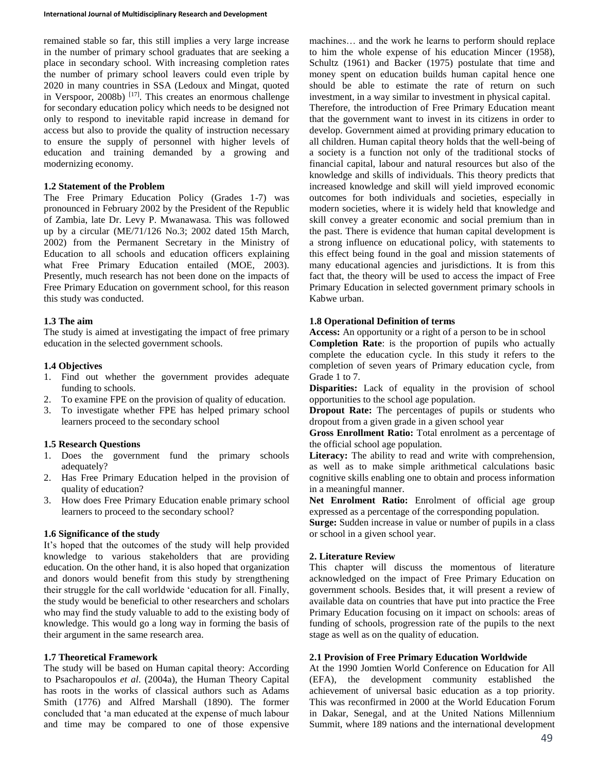remained stable so far, this still implies a very large increase in the number of primary school graduates that are seeking a place in secondary school. With increasing completion rates the number of primary school leavers could even triple by 2020 in many countries in SSA (Ledoux and Mingat, quoted in Verspoor, 2008b) [17]. This creates an enormous challenge for secondary education policy which needs to be designed not only to respond to inevitable rapid increase in demand for access but also to provide the quality of instruction necessary to ensure the supply of personnel with higher levels of education and training demanded by a growing and modernizing economy.

### 1.2 Statement of the Problem

The Free Primary Education Policy (Grades 1-7) was pronounced in February 2002 by the President of the Republic of Zambia, late Dr. Levy P. Mwanawasa. This was followed up by a circular (ME/71/126 No.3; 2002 dated 15th March, 2002) from the Permanent Secretary in the Ministry of Education to all schools and education officers explaining what Free Primary Education entailed (MOE, 2003). Presently, much research has not been done on the impacts of Free Primary Education on government school, for this reason this study was conducted.

### 1.3 The aim

The study is aimed at investigating the impact of free primary education in the selected government schools.

### 1.4 Objectives

1. Find out whether the government provides adequate funding to schools.
2. To examine FPE on the provision of quality of education.
3. To investigate whether FPE has helped primary school learners proceed to the secondary school

### 1.5 Research Questions

1. Does the government fund the primary schools adequately?
2. Has Free Primary Education helped in the provision of quality of education?
3. How does Free Primary Education enable primary school learners to proceed to the secondary school?

### 1.6 Significance of the study

It's hoped that the outcomes of the study will help provided knowledge to various stakeholders that are providing education. On the other hand, it is also hoped that organization and donors would benefit from this study by strengthening their struggle for the call worldwide 'education for all. Finally, the study would be beneficial to other researchers and scholars who may find the study valuable to add to the existing body of knowledge. This would go a long way in forming the basis of their argument in the same research area.

### 1.7 Theoretical Framework

The study will be based on Human capital theory: According to Psacharopoulos *et al*. (2004a), the Human Theory Capital has roots in the works of classical authors such as Adams Smith (1776) and Alfred Marshall (1890). The former concluded that 'a man educated at the expense of much labour and time may be compared to one of those expensive machines… and the work he learns to perform should replace to him the whole expense of his education Mincer (1958), Schultz (1961) and Backer (1975) postulate that time and money spent on education builds human capital hence one should be able to estimate the rate of return on such investment, in a way similar to investment in physical capital.

Therefore, the introduction of Free Primary Education meant that the government want to invest in its citizens in order to develop. Government aimed at providing primary education to all children. Human capital theory holds that the well-being of a society is a function not only of the traditional stocks of financial capital, labour and natural resources but also of the knowledge and skills of individuals. This theory predicts that increased knowledge and skill will yield improved economic outcomes for both individuals and societies, especially in modern societies, where it is widely held that knowledge and skill convey a greater economic and social premium than in the past. There is evidence that human capital development is a strong influence on educational policy, with statements to this effect being found in the goal and mission statements of many educational agencies and jurisdictions. It is from this fact that, the theory will be used to access the impact of Free Primary Education in selected government primary schools in Kabwe urban.

### 1.8 Operational Definition of terms

**Access:** An opportunity or a right of a person to be in school

**Completion Rate**: is the proportion of pupils who actually complete the education cycle. In this study it refers to the completion of seven years of Primary education cycle, from Grade 1 to 7.

**Disparities:** Lack of equality in the provision of school opportunities to the school age population.

**Dropout Rate:** The percentages of pupils or students who dropout from a given grade in a given school year

**Gross Enrollment Ratio:** Total enrolment as a percentage of the official school age population.

**Literacy:** The ability to read and write with comprehension, as well as to make simple arithmetical calculations basic cognitive skills enabling one to obtain and process information in a meaningful manner.

**Net Enrolment Ratio:** Enrolment of official age group expressed as a percentage of the corresponding population.

**Surge:** Sudden increase in value or number of pupils in a class or school in a given school year.

## 2. Literature Review

This chapter will discuss the momentous of literature acknowledged on the impact of Free Primary Education on government schools. Besides that, it will present a review of available data on countries that have put into practice the Free Primary Education focusing on it impact on schools: areas of funding of schools, progression rate of the pupils to the next stage as well as on the quality of education.

### 2.1 Provision of Free Primary Education Worldwide

At the 1990 Jomtien World Conference on Education for All (EFA), the development community established the achievement of universal basic education as a top priority. This was reconfirmed in 2000 at the World Education Forum in Dakar, Senegal, and at the United Nations Millennium Summit, where 189 nations and the international development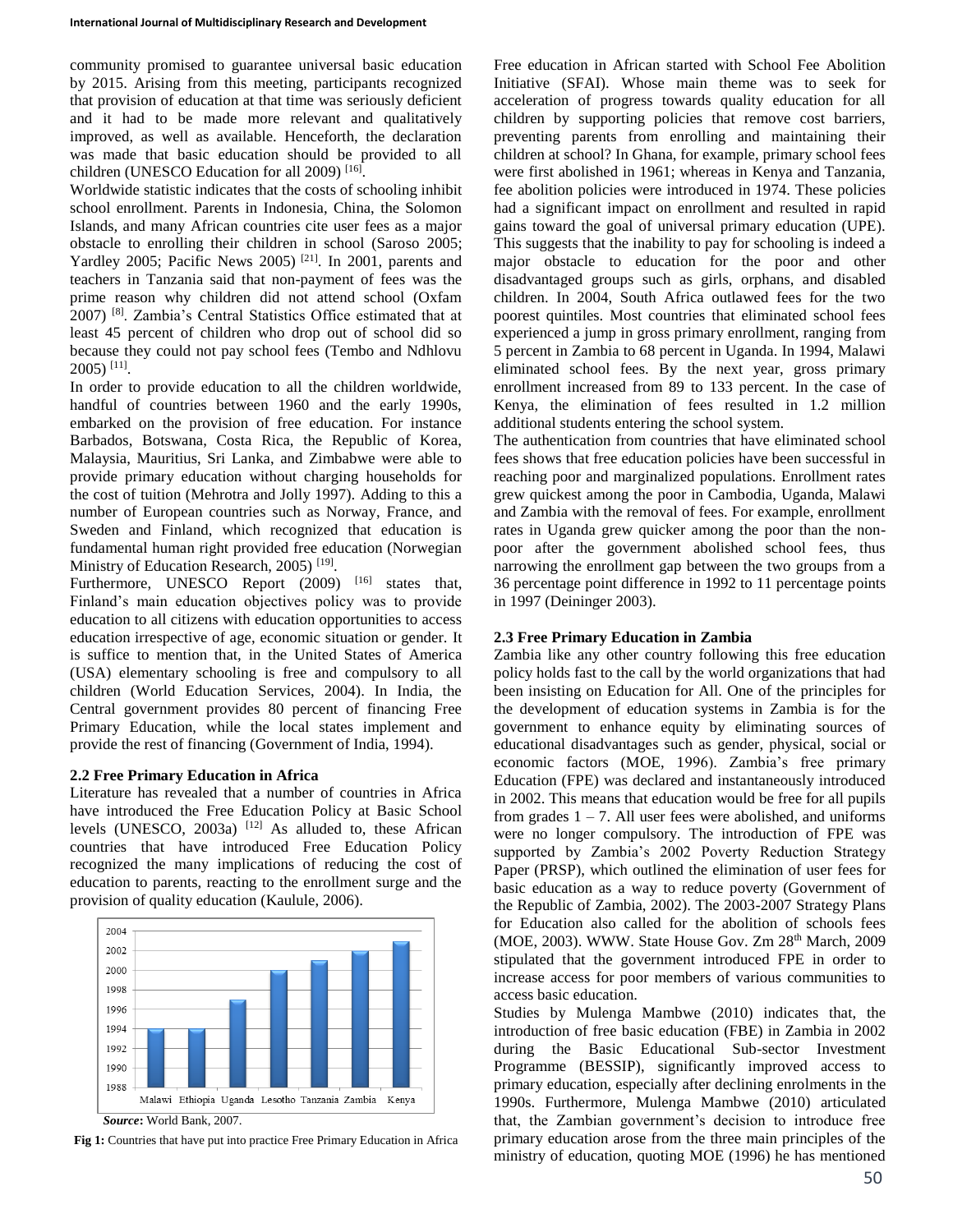community promised to guarantee universal basic education by 2015. Arising from this meeting, participants recognized that provision of education at that time was seriously deficient and it had to be made more relevant and qualitatively improved, as well as available. Henceforth, the declaration was made that basic education should be provided to all children (UNESCO Education for all 2009) [16].

Worldwide statistic indicates that the costs of schooling inhibit school enrollment. Parents in Indonesia, China, the Solomon Islands, and many African countries cite user fees as a major obstacle to enrolling their children in school (Saroso 2005; Yardley 2005; Pacific News 2005) [21]. In 2001, parents and teachers in Tanzania said that non-payment of fees was the prime reason why children did not attend school (Oxfam 2007) [8]. Zambia's Central Statistics Office estimated that at least 45 percent of children who drop out of school did so because they could not pay school fees (Tembo and Ndhlovu 2005) [11].

In order to provide education to all the children worldwide, handful of countries between 1960 and the early 1990s, embarked on the provision of free education. For instance Barbados, Botswana, Costa Rica, the Republic of Korea, Malaysia, Mauritius, Sri Lanka, and Zimbabwe were able to provide primary education without charging households for the cost of tuition (Mehrotra and Jolly 1997). Adding to this a number of European countries such as Norway, France, and Sweden and Finland, which recognized that education is fundamental human right provided free education (Norwegian Ministry of Education Research, 2005) [19].

Furthermore, UNESCO Report (2009) [16] states that, Finland's main education objectives policy was to provide education to all citizens with education opportunities to access education irrespective of age, economic situation or gender. It is suffice to mention that, in the United States of America (USA) elementary schooling is free and compulsory to all children (World Education Services, 2004). In India, the Central government provides 80 percent of financing Free Primary Education, while the local states implement and provide the rest of financing (Government of India, 1994).

## 2.2 Free Primary Education in Africa

Literature has revealed that a number of countries in Africa have introduced the Free Education Policy at Basic School levels (UNESCO, 2003a) [12] As alluded to, these African countries that have introduced Free Education Policy recognized the many implications of reducing the cost of education to parents, reacting to the enrollment surge and the provision of quality education (Kaulule, 2006).

| Country | Year |
|---|---|
| Malawi | 1994 |
| Ethiopia | 1994 |
| Uganda | 1997 |
| Lesotho | 2000 |
| Tanzania | 2001 |
| Zambia | 2002 |
| Kenya | 2003 |

***Source*:** World Bank, 2007.

**Fig 1:** Countries that have put into practice Free Primary Education in Africa

Free education in African started with School Fee Abolition Initiative (SFAI). Whose main theme was to seek for acceleration of progress towards quality education for all children by supporting policies that remove cost barriers, preventing parents from enrolling and maintaining their children at school? In Ghana, for example, primary school fees were first abolished in 1961; whereas in Kenya and Tanzania, fee abolition policies were introduced in 1974. These policies had a significant impact on enrollment and resulted in rapid gains toward the goal of universal primary education (UPE). This suggests that the inability to pay for schooling is indeed a major obstacle to education for the poor and other disadvantaged groups such as girls, orphans, and disabled children. In 2004, South Africa outlawed fees for the two poorest quintiles. Most countries that eliminated school fees experienced a jump in gross primary enrollment, ranging from 5 percent in Zambia to 68 percent in Uganda. In 1994, Malawi eliminated school fees. By the next year, gross primary enrollment increased from 89 to 133 percent. In the case of Kenya, the elimination of fees resulted in 1.2 million additional students entering the school system.

The authentication from countries that have eliminated school fees shows that free education policies have been successful in reaching poor and marginalized populations. Enrollment rates grew quickest among the poor in Cambodia, Uganda, Malawi and Zambia with the removal of fees. For example, enrollment rates in Uganda grew quicker among the poor than the non-poor after the government abolished school fees, thus narrowing the enrollment gap between the two groups from a 36 percentage point difference in 1992 to 11 percentage points in 1997 (Deininger 2003).

## 2.3 Free Primary Education in Zambia

Zambia like any other country following this free education policy holds fast to the call by the world organizations that had been insisting on Education for All. One of the principles for the development of education systems in Zambia is for the government to enhance equity by eliminating sources of educational disadvantages such as gender, physical, social or economic factors (MOE, 1996). Zambia's free primary Education (FPE) was declared and instantaneously introduced in 2002. This means that education would be free for all pupils from grades 1 – 7. All user fees were abolished, and uniforms were no longer compulsory. The introduction of FPE was supported by Zambia's 2002 Poverty Reduction Strategy Paper (PRSP), which outlined the elimination of user fees for basic education as a way to reduce poverty (Government of the Republic of Zambia, 2002). The 2003-2007 Strategy Plans for Education also called for the abolition of schools fees (MOE, 2003). WWW. State House Gov. Zm 28th March, 2009 stipulated that the government introduced FPE in order to increase access for poor members of various communities to access basic education.

Studies by Mulenga Mambwe (2010) indicates that, the introduction of free basic education (FBE) in Zambia in 2002 during the Basic Educational Sub-sector Investment Programme (BESSIP), significantly improved access to primary education, especially after declining enrolments in the 1990s. Furthermore, Mulenga Mambwe (2010) articulated that, the Zambian government's decision to introduce free primary education arose from the three main principles of the ministry of education, quoting MOE (1996) he has mentioned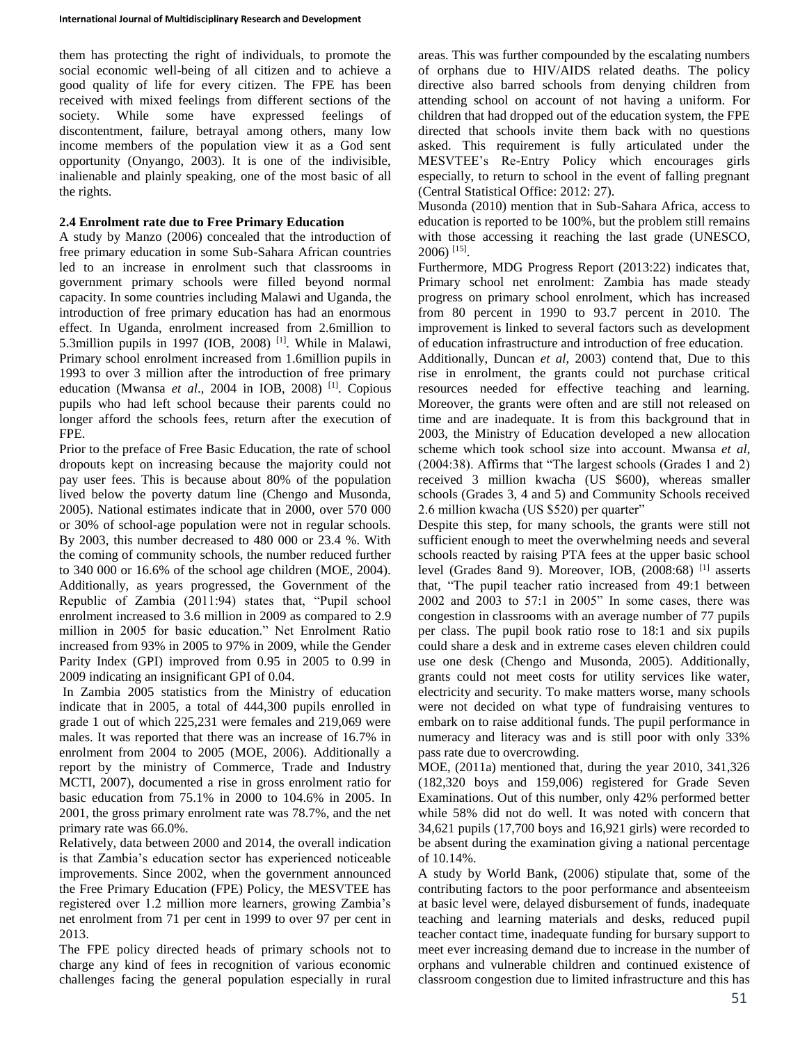them has protecting the right of individuals, to promote the social economic well-being of all citizen and to achieve a good quality of life for every citizen. The FPE has been received with mixed feelings from different sections of the society. While some have expressed feelings of discontentment, failure, betrayal among others, many low income members of the population view it as a God sent opportunity (Onyango, 2003). It is one of the indivisible, inalienable and plainly speaking, one of the most basic of all the rights.

### 2.4 Enrolment rate due to Free Primary Education

A study by Manzo (2006) concealed that the introduction of free primary education in some Sub-Sahara African countries led to an increase in enrolment such that classrooms in government primary schools were filled beyond normal capacity. In some countries including Malawi and Uganda, the introduction of free primary education has had an enormous effect. In Uganda, enrolment increased from 2.6million to 5.3million pupils in 1997 (IOB, 2008) [1]. While in Malawi, Primary school enrolment increased from 1.6million pupils in 1993 to over 3 million after the introduction of free primary education (Mwansa *et al*., 2004 in IOB, 2008) [1]. Copious pupils who had left school because their parents could no longer afford the schools fees, return after the execution of FPE.

Prior to the preface of Free Basic Education, the rate of school dropouts kept on increasing because the majority could not pay user fees. This is because about 80% of the population lived below the poverty datum line (Chengo and Musonda, 2005). National estimates indicate that in 2000, over 570 000 or 30% of school-age population were not in regular schools. By 2003, this number decreased to 480 000 or 23.4 %. With the coming of community schools, the number reduced further to 340 000 or 16.6% of the school age children (MOE, 2004). Additionally, as years progressed, the Government of the Republic of Zambia (2011:94) states that, "Pupil school enrolment increased to 3.6 million in 2009 as compared to 2.9 million in 2005 for basic education." Net Enrolment Ratio increased from 93% in 2005 to 97% in 2009, while the Gender Parity Index (GPI) improved from 0.95 in 2005 to 0.99 in 2009 indicating an insignificant GPI of 0.04.

In Zambia 2005 statistics from the Ministry of education indicate that in 2005, a total of 444,300 pupils enrolled in grade 1 out of which 225,231 were females and 219,069 were males. It was reported that there was an increase of 16.7% in enrolment from 2004 to 2005 (MOE, 2006). Additionally a report by the ministry of Commerce, Trade and Industry MCTI, 2007), documented a rise in gross enrolment ratio for basic education from 75.1% in 2000 to 104.6% in 2005. In 2001, the gross primary enrolment rate was 78.7%, and the net primary rate was 66.0%.

Relatively, data between 2000 and 2014, the overall indication is that Zambia's education sector has experienced noticeable improvements. Since 2002, when the government announced the Free Primary Education (FPE) Policy, the MESVTEE has registered over 1.2 million more learners, growing Zambia's net enrolment from 71 per cent in 1999 to over 97 per cent in 2013.

The FPE policy directed heads of primary schools not to charge any kind of fees in recognition of various economic challenges facing the general population especially in rural areas. This was further compounded by the escalating numbers of orphans due to HIV/AIDS related deaths. The policy directive also barred schools from denying children from attending school on account of not having a uniform. For children that had dropped out of the education system, the FPE directed that schools invite them back with no questions asked. This requirement is fully articulated under the MESVTEE's Re-Entry Policy which encourages girls especially, to return to school in the event of falling pregnant (Central Statistical Office: 2012: 27).

Musonda (2010) mention that in Sub-Sahara Africa, access to education is reported to be 100%, but the problem still remains with those accessing it reaching the last grade (UNESCO, 2006) [15].

Furthermore, MDG Progress Report (2013:22) indicates that, Primary school net enrolment: Zambia has made steady progress on primary school enrolment, which has increased from 80 percent in 1990 to 93.7 percent in 2010. The improvement is linked to several factors such as development of education infrastructure and introduction of free education.

Additionally, Duncan *et al*, 2003) contend that, Due to this rise in enrolment, the grants could not purchase critical resources needed for effective teaching and learning. Moreover, the grants were often and are still not released on time and are inadequate. It is from this background that in 2003, the Ministry of Education developed a new allocation scheme which took school size into account. Mwansa *et al*, (2004:38). Affirms that "The largest schools (Grades 1 and 2) received 3 million kwacha (US $600), whereas smaller schools (Grades 3, 4 and 5) and Community Schools received 2.6 million kwacha (US $520) per quarter"

Despite this step, for many schools, the grants were still not sufficient enough to meet the overwhelming needs and several schools reacted by raising PTA fees at the upper basic school level (Grades 8and 9). Moreover, IOB, (2008:68) [1] asserts that, "The pupil teacher ratio increased from 49:1 between 2002 and 2003 to 57:1 in 2005" In some cases, there was congestion in classrooms with an average number of 77 pupils per class. The pupil book ratio rose to 18:1 and six pupils could share a desk and in extreme cases eleven children could use one desk (Chengo and Musonda, 2005). Additionally, grants could not meet costs for utility services like water, electricity and security. To make matters worse, many schools were not decided on what type of fundraising ventures to embark on to raise additional funds. The pupil performance in numeracy and literacy was and is still poor with only 33% pass rate due to overcrowding.

MOE, (2011a) mentioned that, during the year 2010, 341,326 (182,320 boys and 159,006) registered for Grade Seven Examinations. Out of this number, only 42% performed better while 58% did not do well. It was noted with concern that 34,621 pupils (17,700 boys and 16,921 girls) were recorded to be absent during the examination giving a national percentage of 10.14%.

A study by World Bank, (2006) stipulate that, some of the contributing factors to the poor performance and absenteeism at basic level were, delayed disbursement of funds, inadequate teaching and learning materials and desks, reduced pupil teacher contact time, inadequate funding for bursary support to meet ever increasing demand due to increase in the number of orphans and vulnerable children and continued existence of classroom congestion due to limited infrastructure and this has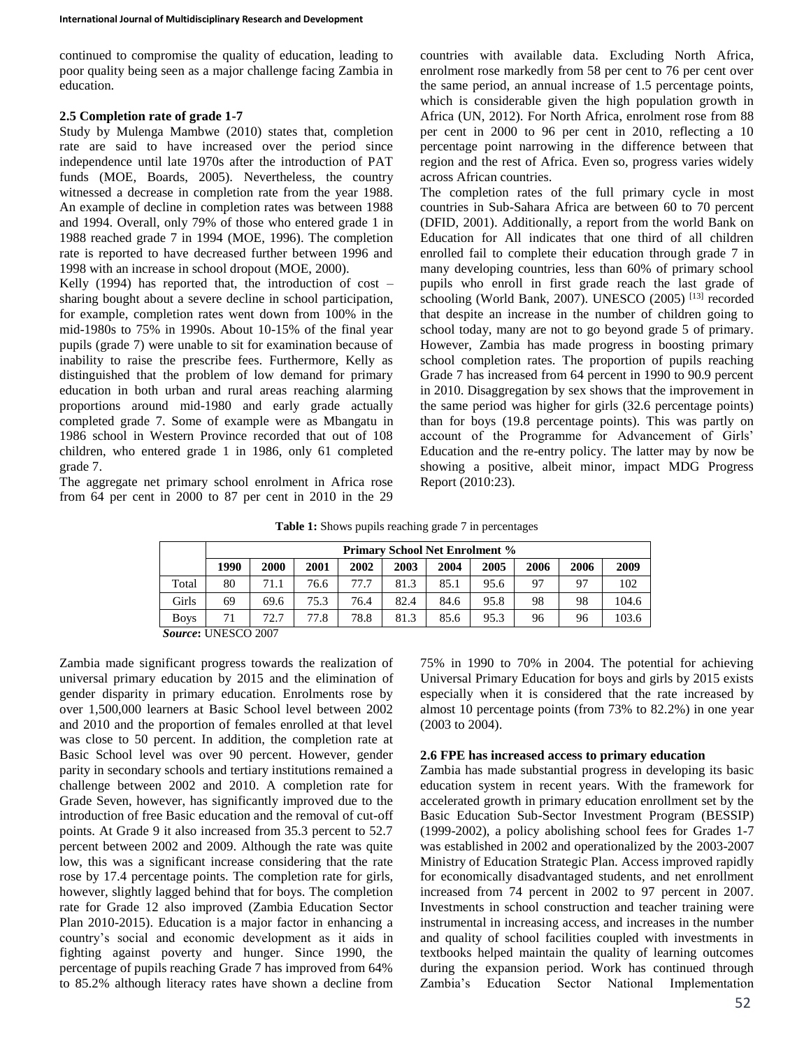continued to compromise the quality of education, leading to poor quality being seen as a major challenge facing Zambia in education.

### 2.5 Completion rate of grade 1-7

Study by Mulenga Mambwe (2010) states that, completion rate are said to have increased over the period since independence until late 1970s after the introduction of PAT funds (MOE, Boards, 2005). Nevertheless, the country witnessed a decrease in completion rate from the year 1988. An example of decline in completion rates was between 1988 and 1994. Overall, only 79% of those who entered grade 1 in 1988 reached grade 7 in 1994 (MOE, 1996). The completion rate is reported to have decreased further between 1996 and 1998 with an increase in school dropout (MOE, 2000).

Kelly (1994) has reported that, the introduction of cost – sharing bought about a severe decline in school participation, for example, completion rates went down from 100% in the mid-1980s to 75% in 1990s. About 10-15% of the final year pupils (grade 7) were unable to sit for examination because of inability to raise the prescribe fees. Furthermore, Kelly as distinguished that the problem of low demand for primary education in both urban and rural areas reaching alarming proportions around mid-1980 and early grade actually completed grade 7. Some of example were as Mbangatu in 1986 school in Western Province recorded that out of 108 children, who entered grade 1 in 1986, only 61 completed grade 7.

The aggregate net primary school enrolment in Africa rose from 64 per cent in 2000 to 87 per cent in 2010 in the 29 countries with available data. Excluding North Africa, enrolment rose markedly from 58 per cent to 76 per cent over the same period, an annual increase of 1.5 percentage points, which is considerable given the high population growth in Africa (UN, 2012). For North Africa, enrolment rose from 88 per cent in 2000 to 96 per cent in 2010, reflecting a 10 percentage point narrowing in the difference between that region and the rest of Africa. Even so, progress varies widely across African countries.

The completion rates of the full primary cycle in most countries in Sub-Sahara Africa are between 60 to 70 percent (DFID, 2001). Additionally, a report from the world Bank on Education for All indicates that one third of all children enrolled fail to complete their education through grade 7 in many developing countries, less than 60% of primary school pupils who enroll in first grade reach the last grade of schooling (World Bank, 2007). UNESCO (2005) [13] recorded that despite an increase in the number of children going to school today, many are not to go beyond grade 5 of primary. However, Zambia has made progress in boosting primary school completion rates. The proportion of pupils reaching Grade 7 has increased from 64 percent in 1990 to 90.9 percent in 2010. Disaggregation by sex shows that the improvement in the same period was higher for girls (32.6 percentage points) than for boys (19.8 percentage points). This was partly on account of the Programme for Advancement of Girls' Education and the re-entry policy. The latter may by now be showing a positive, albeit minor, impact MDG Progress Report (2010:23).

**Table 1:** Shows pupils reaching grade 7 in percentages

| | Primary School Net Enrolment % | | | | | | | | | |
|---|---|---|---|---|---|---|---|---|---|---|
| | **1990** | **2000** | **2001** | **2002** | **2003** | **2004** | **2005** | **2006** | **2006** | **2009** |
| Total | 80 | 71.1 | 76.6 | 77.7 | 81.3 | 85.1 | 95.6 | 97 | 97 | 102 |
| Girls | 69 | 69.6 | 75.3 | 76.4 | 82.4 | 84.6 | 95.8 | 98 | 98 | 104.6 |
| Boys | 71 | 72.7 | 77.8 | 78.8 | 81.3 | 85.6 | 95.3 | 96 | 96 | 103.6 |

***Source*:** UNESCO 2007

Zambia made significant progress towards the realization of universal primary education by 2015 and the elimination of gender disparity in primary education. Enrolments rose by over 1,500,000 learners at Basic School level between 2002 and 2010 and the proportion of females enrolled at that level was close to 50 percent. In addition, the completion rate at Basic School level was over 90 percent. However, gender parity in secondary schools and tertiary institutions remained a challenge between 2002 and 2010. A completion rate for Grade Seven, however, has significantly improved due to the introduction of free Basic education and the removal of cut-off points. At Grade 9 it also increased from 35.3 percent to 52.7 percent between 2002 and 2009. Although the rate was quite low, this was a significant increase considering that the rate rose by 17.4 percentage points. The completion rate for girls, however, slightly lagged behind that for boys. The completion rate for Grade 12 also improved (Zambia Education Sector Plan 2010-2015). Education is a major factor in enhancing a country's social and economic development as it aids in fighting against poverty and hunger. Since 1990, the percentage of pupils reaching Grade 7 has improved from 64% to 85.2% although literacy rates have shown a decline from 75% in 1990 to 70% in 2004. The potential for achieving Universal Primary Education for boys and girls by 2015 exists especially when it is considered that the rate increased by almost 10 percentage points (from 73% to 82.2%) in one year (2003 to 2004).

### 2.6 FPE has increased access to primary education

Zambia has made substantial progress in developing its basic education system in recent years. With the framework for accelerated growth in primary education enrollment set by the Basic Education Sub-Sector Investment Program (BESSIP) (1999-2002), a policy abolishing school fees for Grades 1-7 was established in 2002 and operationalized by the 2003-2007 Ministry of Education Strategic Plan. Access improved rapidly for economically disadvantaged students, and net enrollment increased from 74 percent in 2002 to 97 percent in 2007. Investments in school construction and teacher training were instrumental in increasing access, and increases in the number and quality of school facilities coupled with investments in textbooks helped maintain the quality of learning outcomes during the expansion period. Work has continued through Zambia's Education Sector National Implementation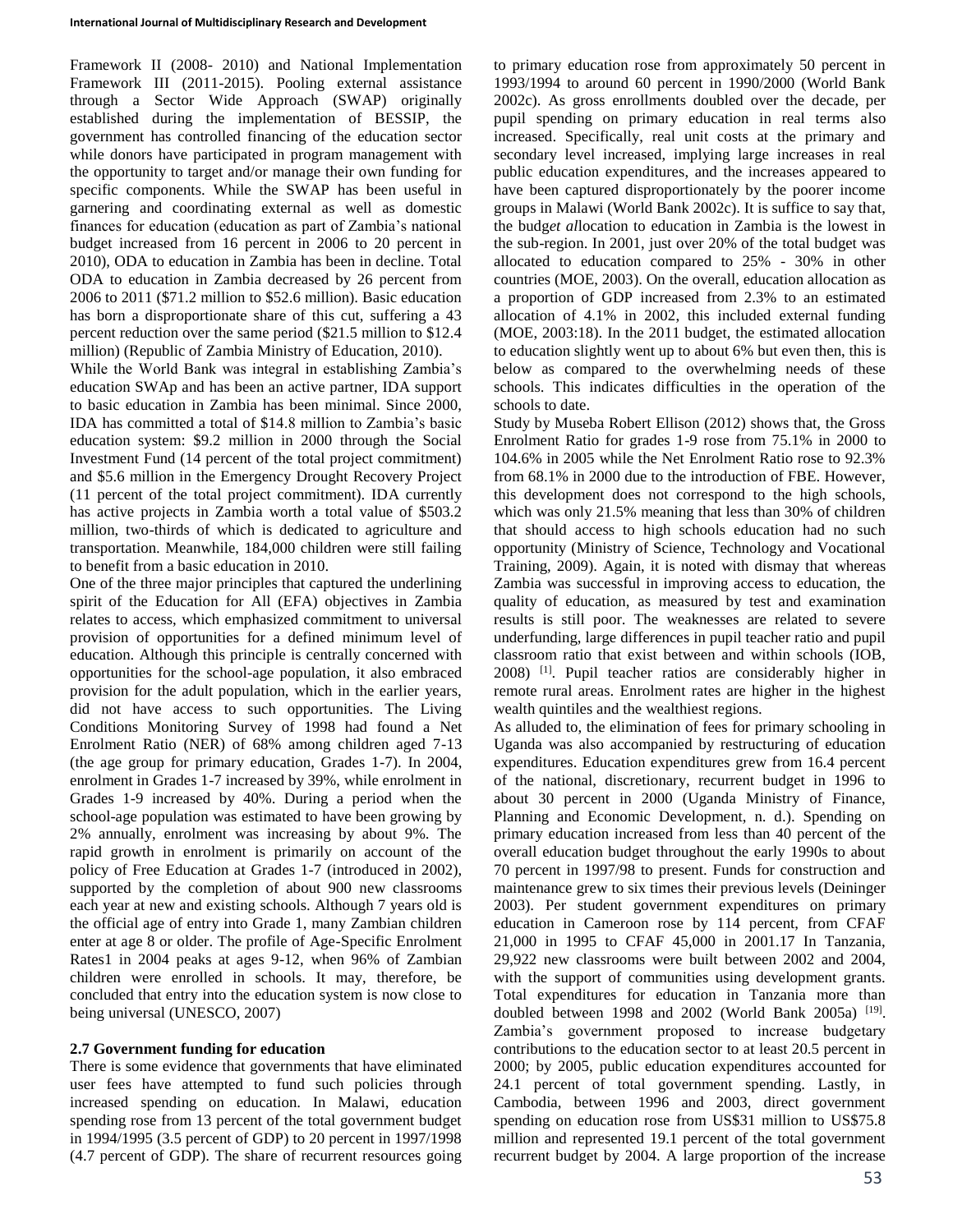Framework II (2008- 2010) and National Implementation Framework III (2011-2015). Pooling external assistance through a Sector Wide Approach (SWAP) originally established during the implementation of BESSIP, the government has controlled financing of the education sector while donors have participated in program management with the opportunity to target and/or manage their own funding for specific components. While the SWAP has been useful in garnering and coordinating external as well as domestic finances for education (education as part of Zambia's national budget increased from 16 percent in 2006 to 20 percent in 2010), ODA to education in Zambia has been in decline. Total ODA to education in Zambia decreased by 26 percent from 2006 to 2011 ($71.2 million to $52.6 million). Basic education has born a disproportionate share of this cut, suffering a 43 percent reduction over the same period ($21.5 million to $12.4 million) (Republic of Zambia Ministry of Education, 2010).

While the World Bank was integral in establishing Zambia's education SWAp and has been an active partner, IDA support to basic education in Zambia has been minimal. Since 2000, IDA has committed a total of $14.8 million to Zambia's basic education system: $9.2 million in 2000 through the Social Investment Fund (14 percent of the total project commitment) and $5.6 million in the Emergency Drought Recovery Project (11 percent of the total project commitment). IDA currently has active projects in Zambia worth a total value of $503.2 million, two-thirds of which is dedicated to agriculture and transportation. Meanwhile, 184,000 children were still failing to benefit from a basic education in 2010.

One of the three major principles that captured the underlining spirit of the Education for All (EFA) objectives in Zambia relates to access, which emphasized commitment to universal provision of opportunities for a defined minimum level of education. Although this principle is centrally concerned with opportunities for the school-age population, it also embraced provision for the adult population, which in the earlier years, did not have access to such opportunities. The Living Conditions Monitoring Survey of 1998 had found a Net Enrolment Ratio (NER) of 68% among children aged 7-13 (the age group for primary education, Grades 1-7). In 2004, enrolment in Grades 1-7 increased by 39%, while enrolment in Grades 1-9 increased by 40%. During a period when the school-age population was estimated to have been growing by 2% annually, enrolment was increasing by about 9%. The rapid growth in enrolment is primarily on account of the policy of Free Education at Grades 1-7 (introduced in 2002), supported by the completion of about 900 new classrooms each year at new and existing schools. Although 7 years old is the official age of entry into Grade 1, many Zambian children enter at age 8 or older. The profile of Age-Specific Enrolment Rates1 in 2004 peaks at ages 9-12, when 96% of Zambian children were enrolled in schools. It may, therefore, be concluded that entry into the education system is now close to being universal (UNESCO, 2007)

## 2.7 Government funding for education

There is some evidence that governments that have eliminated user fees have attempted to fund such policies through increased spending on education. In Malawi, education spending rose from 13 percent of the total government budget in 1994/1995 (3.5 percent of GDP) to 20 percent in 1997/1998 (4.7 percent of GDP). The share of recurrent resources going to primary education rose from approximately 50 percent in 1993/1994 to around 60 percent in 1990/2000 (World Bank 2002c). As gross enrollments doubled over the decade, per pupil spending on primary education in real terms also increased. Specifically, real unit costs at the primary and secondary level increased, implying large increases in real public education expenditures, and the increases appeared to have been captured disproportionately by the poorer income groups in Malawi (World Bank 2002c). It is suffice to say that, the budg*et al*location to education in Zambia is the lowest in the sub-region. In 2001, just over 20% of the total budget was allocated to education compared to 25% - 30% in other countries (MOE, 2003). On the overall, education allocation as a proportion of GDP increased from 2.3% to an estimated allocation of 4.1% in 2002, this included external funding (MOE, 2003:18). In the 2011 budget, the estimated allocation to education slightly went up to about 6% but even then, this is below as compared to the overwhelming needs of these schools. This indicates difficulties in the operation of the schools to date.

Study by Museba Robert Ellison (2012) shows that, the Gross Enrolment Ratio for grades 1-9 rose from 75.1% in 2000 to 104.6% in 2005 while the Net Enrolment Ratio rose to 92.3% from 68.1% in 2000 due to the introduction of FBE. However, this development does not correspond to the high schools, which was only 21.5% meaning that less than 30% of children that should access to high schools education had no such opportunity (Ministry of Science, Technology and Vocational Training, 2009). Again, it is noted with dismay that whereas Zambia was successful in improving access to education, the quality of education, as measured by test and examination results is still poor. The weaknesses are related to severe underfunding, large differences in pupil teacher ratio and pupil classroom ratio that exist between and within schools (IOB, 2008) [1]. Pupil teacher ratios are considerably higher in remote rural areas. Enrolment rates are higher in the highest wealth quintiles and the wealthiest regions.

As alluded to, the elimination of fees for primary schooling in Uganda was also accompanied by restructuring of education expenditures. Education expenditures grew from 16.4 percent of the national, discretionary, recurrent budget in 1996 to about 30 percent in 2000 (Uganda Ministry of Finance, Planning and Economic Development, n. d.). Spending on primary education increased from less than 40 percent of the overall education budget throughout the early 1990s to about 70 percent in 1997/98 to present. Funds for construction and maintenance grew to six times their previous levels (Deininger 2003). Per student government expenditures on primary education in Cameroon rose by 114 percent, from CFAF 21,000 in 1995 to CFAF 45,000 in 2001.17 In Tanzania, 29,922 new classrooms were built between 2002 and 2004, with the support of communities using development grants. Total expenditures for education in Tanzania more than doubled between 1998 and 2002 (World Bank 2005a) [19]. Zambia's government proposed to increase budgetary contributions to the education sector to at least 20.5 percent in 2000; by 2005, public education expenditures accounted for 24.1 percent of total government spending. Lastly, in Cambodia, between 1996 and 2003, direct government spending on education rose from US$31 million to US$75.8 million and represented 19.1 percent of the total government recurrent budget by 2004. A large proportion of the increase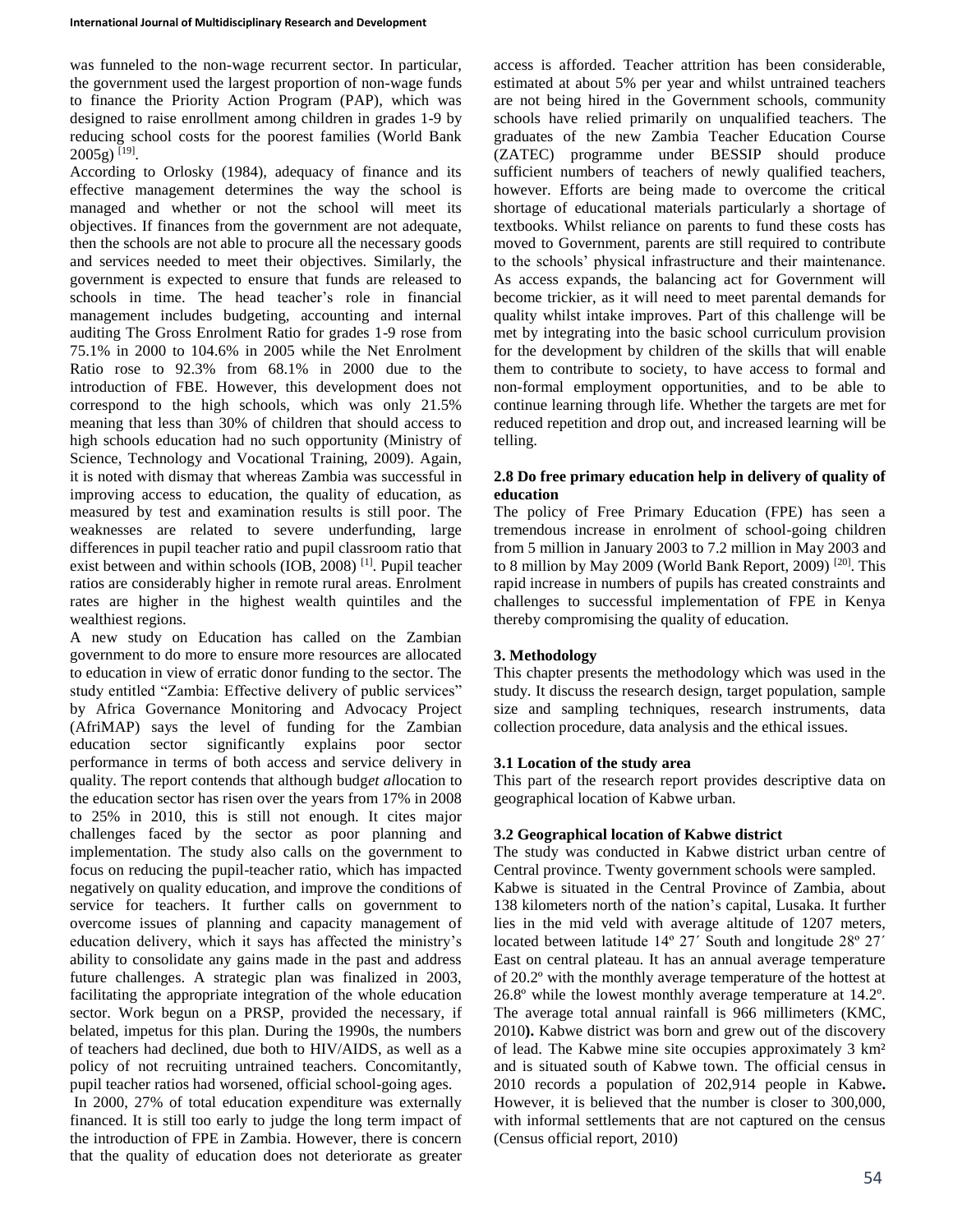was funneled to the non-wage recurrent sector. In particular, the government used the largest proportion of non-wage funds to finance the Priority Action Program (PAP), which was designed to raise enrollment among children in grades 1-9 by reducing school costs for the poorest families (World Bank 2005g) [19].

According to Orlosky (1984), adequacy of finance and its effective management determines the way the school is managed and whether or not the school will meet its objectives. If finances from the government are not adequate, then the schools are not able to procure all the necessary goods and services needed to meet their objectives. Similarly, the government is expected to ensure that funds are released to schools in time. The head teacher's role in financial management includes budgeting, accounting and internal auditing The Gross Enrolment Ratio for grades 1-9 rose from 75.1% in 2000 to 104.6% in 2005 while the Net Enrolment Ratio rose to 92.3% from 68.1% in 2000 due to the introduction of FBE. However, this development does not correspond to the high schools, which was only 21.5% meaning that less than 30% of children that should access to high schools education had no such opportunity (Ministry of Science, Technology and Vocational Training, 2009). Again, it is noted with dismay that whereas Zambia was successful in improving access to education, the quality of education, as measured by test and examination results is still poor. The weaknesses are related to severe underfunding, large differences in pupil teacher ratio and pupil classroom ratio that exist between and within schools (IOB, 2008) [1]. Pupil teacher ratios are considerably higher in remote rural areas. Enrolment rates are higher in the highest wealth quintiles and the wealthiest regions.

A new study on Education has called on the Zambian government to do more to ensure more resources are allocated to education in view of erratic donor funding to the sector. The study entitled "Zambia: Effective delivery of public services" by Africa Governance Monitoring and Advocacy Project (AfriMAP) says the level of funding for the Zambian education sector significantly explains poor sector performance in terms of both access and service delivery in quality. The report contends that although budg*et al*location to the education sector has risen over the years from 17% in 2008 to 25% in 2010, this is still not enough. It cites major challenges faced by the sector as poor planning and implementation. The study also calls on the government to focus on reducing the pupil-teacher ratio, which has impacted negatively on quality education, and improve the conditions of service for teachers. It further calls on government to overcome issues of planning and capacity management of education delivery, which it says has affected the ministry's ability to consolidate any gains made in the past and address future challenges. A strategic plan was finalized in 2003, facilitating the appropriate integration of the whole education sector. Work begun on a PRSP, provided the necessary, if belated, impetus for this plan. During the 1990s, the numbers of teachers had declined, due both to HIV/AIDS, as well as a policy of not recruiting untrained teachers. Concomitantly, pupil teacher ratios had worsened, official school-going ages.

In 2000, 27% of total education expenditure was externally financed. It is still too early to judge the long term impact of the introduction of FPE in Zambia. However, there is concern that the quality of education does not deteriorate as greater access is afforded. Teacher attrition has been considerable, estimated at about 5% per year and whilst untrained teachers are not being hired in the Government schools, community schools have relied primarily on unqualified teachers. The graduates of the new Zambia Teacher Education Course (ZATEC) programme under BESSIP should produce sufficient numbers of teachers of newly qualified teachers, however. Efforts are being made to overcome the critical shortage of educational materials particularly a shortage of textbooks. Whilst reliance on parents to fund these costs has moved to Government, parents are still required to contribute to the schools' physical infrastructure and their maintenance. As access expands, the balancing act for Government will become trickier, as it will need to meet parental demands for quality whilst intake improves. Part of this challenge will be met by integrating into the basic school curriculum provision for the development by children of the skills that will enable them to contribute to society, to have access to formal and non-formal employment opportunities, and to be able to continue learning through life. Whether the targets are met for reduced repetition and drop out, and increased learning will be telling.

### 2.8 Do free primary education help in delivery of quality of education

The policy of Free Primary Education (FPE) has seen a tremendous increase in enrolment of school-going children from 5 million in January 2003 to 7.2 million in May 2003 and to 8 million by May 2009 (World Bank Report, 2009) [20]. This rapid increase in numbers of pupils has created constraints and challenges to successful implementation of FPE in Kenya thereby compromising the quality of education.

## 3. Methodology

This chapter presents the methodology which was used in the study. It discuss the research design, target population, sample size and sampling techniques, research instruments, data collection procedure, data analysis and the ethical issues.

### 3.1 Location of the study area

This part of the research report provides descriptive data on geographical location of Kabwe urban.

### 3.2 Geographical location of Kabwe district

The study was conducted in Kabwe district urban centre of Central province. Twenty government schools were sampled.

Kabwe is situated in the Central Province of Zambia, about 138 kilometers north of the nation's capital, Lusaka. It further lies in the mid veld with average altitude of 1207 meters, located between latitude 14º 27´ South and longitude 28º 27´ East on central plateau. It has an annual average temperature of 20.2º with the monthly average temperature of the hottest at 26.8º while the lowest monthly average temperature at 14.2º. The average total annual rainfall is 966 millimeters (KMC, 2010**)**. Kabwe district was born and grew out of the discovery of lead. The Kabwe mine site occupies approximately 3 km² and is situated south of Kabwe town. The official census in 2010 records a population of 202,914 people in Kabwe**.** However, it is believed that the number is closer to 300,000, with informal settlements that are not captured on the census (Census official report, 2010)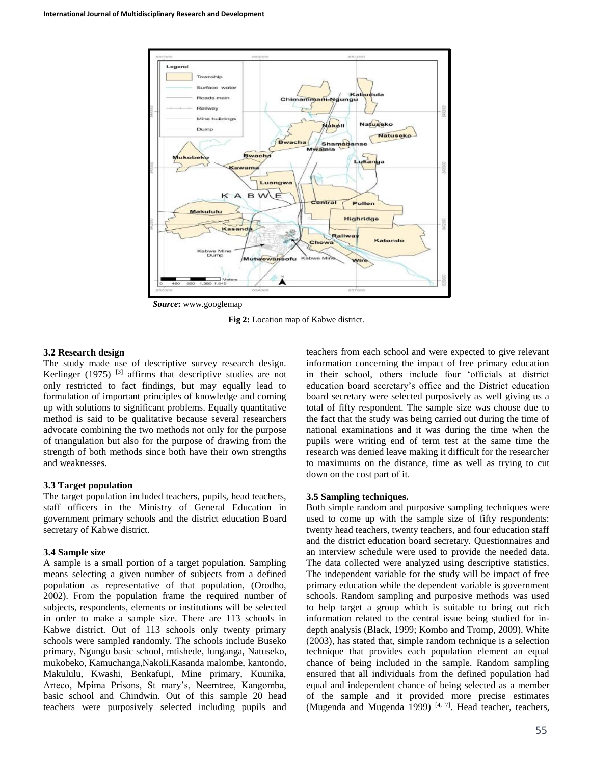*Source***:** www.googlemap

**Fig 2:** Location map of Kabwe district.

### 3.2 Research design

The study made use of descriptive survey research design. Kerlinger (1975) [3] affirms that descriptive studies are not only restricted to fact findings, but may equally lead to formulation of important principles of knowledge and coming up with solutions to significant problems. Equally quantitative method is said to be qualitative because several researchers advocate combining the two methods not only for the purpose of triangulation but also for the purpose of drawing from the strength of both methods since both have their own strengths and weaknesses.

### 3.3 Target population

The target population included teachers, pupils, head teachers, staff officers in the Ministry of General Education in government primary schools and the district education Board secretary of Kabwe district.

### 3.4 Sample size

A sample is a small portion of a target population. Sampling means selecting a given number of subjects from a defined population as representative of that population, (Orodho, 2002). From the population frame the required number of subjects, respondents, elements or institutions will be selected in order to make a sample size. There are 113 schools in Kabwe district. Out of 113 schools only twenty primary schools were sampled randomly. The schools include Buseko primary, Ngungu basic school, mtishede, lunganga, Natuseko, mukobeko, Kamuchanga,Nakoli,Kasanda malombe, kantondo, Makululu, Kwashi, Benkafupi, Mine primary, Kuunika, Arteco, Mpima Prisons, St mary's, Neemtree, Kangomba, basic school and Chindwin. Out of this sample 20 head teachers were purposively selected including pupils and teachers from each school and were expected to give relevant information concerning the impact of free primary education in their school, others include four 'officials at district education board secretary's office and the District education board secretary were selected purposively as well giving us a total of fifty respondent. The sample size was choose due to the fact that the study was being carried out during the time of national examinations and it was during the time when the pupils were writing end of term test at the same time the research was denied leave making it difficult for the researcher to maximums on the distance, time as well as trying to cut down on the cost part of it.

### 3.5 Sampling techniques.

Both simple random and purposive sampling techniques were used to come up with the sample size of fifty respondents: twenty head teachers, twenty teachers, and four education staff and the district education board secretary. Questionnaires and an interview schedule were used to provide the needed data. The data collected were analyzed using descriptive statistics. The independent variable for the study will be impact of free primary education while the dependent variable is government schools. Random sampling and purposive methods was used to help target a group which is suitable to bring out rich information related to the central issue being studied for in-depth analysis (Black, 1999; Kombo and Tromp, 2009). White (2003), has stated that, simple random technique is a selection technique that provides each population element an equal chance of being included in the sample. Random sampling ensured that all individuals from the defined population had equal and independent chance of being selected as a member of the sample and it provided more precise estimates (Mugenda and Mugenda 1999) [4, 7]. Head teacher, teachers,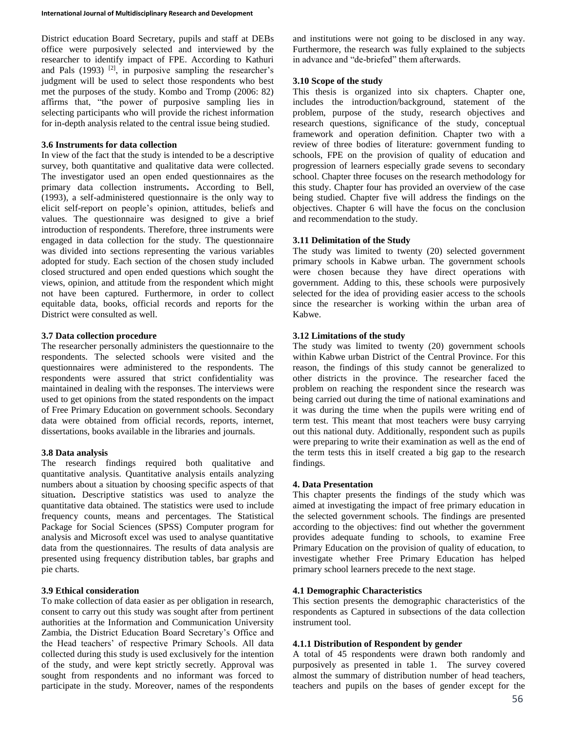District education Board Secretary, pupils and staff at DEBs office were purposively selected and interviewed by the researcher to identify impact of FPE. According to Kathuri and Pals (1993) [2], in purposive sampling the researcher's judgment will be used to select those respondents who best met the purposes of the study. Kombo and Tromp (2006: 82) affirms that, "the power of purposive sampling lies in selecting participants who will provide the richest information for in-depth analysis related to the central issue being studied.

### 3.6 Instruments for data collection

In view of the fact that the study is intended to be a descriptive survey, both quantitative and qualitative data were collected. The investigator used an open ended questionnaires as the primary data collection instruments**.** According to Bell, (1993), a self-administered questionnaire is the only way to elicit self-report on people's opinion, attitudes, beliefs and values. The questionnaire was designed to give a brief introduction of respondents. Therefore, three instruments were engaged in data collection for the study. The questionnaire was divided into sections representing the various variables adopted for study. Each section of the chosen study included closed structured and open ended questions which sought the views, opinion, and attitude from the respondent which might not have been captured. Furthermore, in order to collect equitable data, books, official records and reports for the District were consulted as well.

### 3.7 Data collection procedure

The researcher personally administers the questionnaire to the respondents. The selected schools were visited and the questionnaires were administered to the respondents. The respondents were assured that strict confidentiality was maintained in dealing with the responses. The interviews were used to get opinions from the stated respondents on the impact of Free Primary Education on government schools. Secondary data were obtained from official records, reports, internet, dissertations, books available in the libraries and journals.

### 3.8 Data analysis

The research findings required both qualitative and quantitative analysis. Quantitative analysis entails analyzing numbers about a situation by choosing specific aspects of that situation**.** Descriptive statistics was used to analyze the quantitative data obtained. The statistics were used to include frequency counts, means and percentages. The Statistical Package for Social Sciences (SPSS) Computer program for analysis and Microsoft excel was used to analyse quantitative data from the questionnaires. The results of data analysis are presented using frequency distribution tables, bar graphs and pie charts.

### 3.9 Ethical consideration

To make collection of data easier as per obligation in research, consent to carry out this study was sought after from pertinent authorities at the Information and Communication University Zambia, the District Education Board Secretary's Office and the Head teachers' of respective Primary Schools. All data collected during this study is used exclusively for the intention of the study, and were kept strictly secretly. Approval was sought from respondents and no informant was forced to participate in the study. Moreover, names of the respondents and institutions were not going to be disclosed in any way. Furthermore, the research was fully explained to the subjects in advance and "de-briefed" them afterwards.

### 3.10 Scope of the study

This thesis is organized into six chapters. Chapter one, includes the introduction/background, statement of the problem, purpose of the study, research objectives and research questions, significance of the study, conceptual framework and operation definition. Chapter two with a review of three bodies of literature: government funding to schools, FPE on the provision of quality of education and progression of learners especially grade sevens to secondary school. Chapter three focuses on the research methodology for this study. Chapter four has provided an overview of the case being studied. Chapter five will address the findings on the objectives. Chapter 6 will have the focus on the conclusion and recommendation to the study.

### 3.11 Delimitation of the Study

The study was limited to twenty (20) selected government primary schools in Kabwe urban. The government schools were chosen because they have direct operations with government. Adding to this, these schools were purposively selected for the idea of providing easier access to the schools since the researcher is working within the urban area of Kabwe.

### 3.12 Limitations of the study

The study was limited to twenty (20) government schools within Kabwe urban District of the Central Province. For this reason, the findings of this study cannot be generalized to other districts in the province. The researcher faced the problem on reaching the respondent since the research was being carried out during the time of national examinations and it was during the time when the pupils were writing end of term test. This meant that most teachers were busy carrying out this national duty. Additionally, respondent such as pupils were preparing to write their examination as well as the end of the term tests this in itself created a big gap to the research findings.

## 4. Data Presentation

This chapter presents the findings of the study which was aimed at investigating the impact of free primary education in the selected government schools. The findings are presented according to the objectives: find out whether the government provides adequate funding to schools, to examine Free Primary Education on the provision of quality of education, to investigate whether Free Primary Education has helped primary school learners precede to the next stage.

### 4.1 Demographic Characteristics

This section presents the demographic characteristics of the respondents as Captured in subsections of the data collection instrument tool.

#### 4.1.1 Distribution of Respondent by gender

A total of 45 respondents were drawn both randomly and purposively as presented in table 1. The survey covered almost the summary of distribution number of head teachers, teachers and pupils on the bases of gender except for the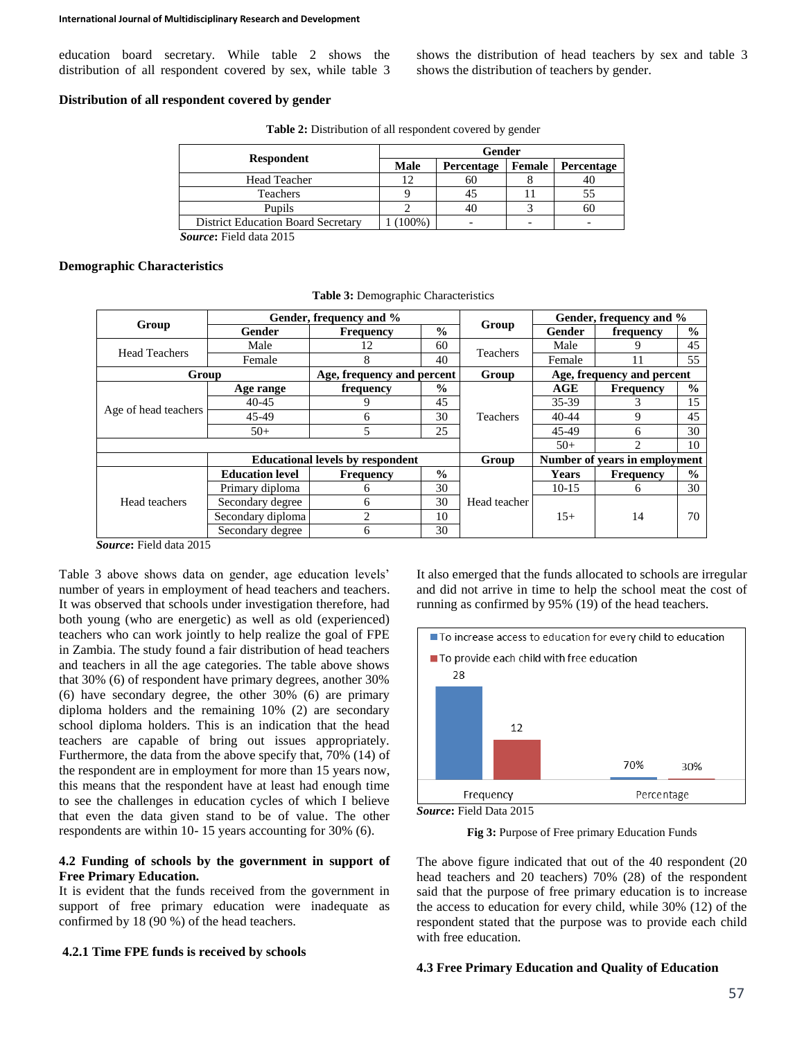education board secretary. While table 2 shows the distribution of all respondent covered by sex, while table 3 shows the distribution of head teachers by sex and table 3 shows the distribution of teachers by gender.

**Distribution of all respondent covered by gender**

**Table 2:** Distribution of all respondent covered by gender

| Respondent | Gender | | | |
|---|---|---|---|---|
| | Male | Percentage | Female | Percentage |
| Head Teacher | 12 | 60 | 8 | 40 |
| Teachers | 9 | 45 | 11 | 55 |
| Pupils | 2 | 40 | 3 | 60 |
| District Education Board Secretary | 1 (100%) | - | - | - |

***Source*:** Field data 2015

**Demographic Characteristics**

**Table 3:** Demographic Characteristics

| Group | Gender, frequency and % | | | Group | Gender, frequency and % | | |
|---|---|---|---|---|---|---|---|
| | Gender | Frequency | % | | Gender | frequency | % |
| Head Teachers | Male | 12 | 60 | Teachers | Male | 9 | 45 |
| | Female | 8 | 40 | | Female | 11 | 55 |
| Group | | Age, frequency and percent | | Group | Age, frequency and percent | | |
| Age of head teachers | Age range | frequency | % | Teachers | AGE | Frequency | % |
| | 40-45 | 9 | 45 | | 35-39 | 3 | 15 |
| | 45-49 | 6 | 30 | | 40-44 | 9 | 45 |
| | 50+ | 5 | 25 | | 45-49 | 6 | 30 |
| | | | | | 50+ | 2 | 10 |
| | Educational levels by respondent | | | Group | Number of years in employment | | |
| Head teachers | Education level | Frequency | % | Head teacher | Years | Frequency | % |
| | Primary diploma | 6 | 30 | | 10-15 | 6 | 30 |
| | Secondary degree | 6 | 30 | | 15+ | 14 | 70 |
| | Secondary diploma | 2 | 10 | | | | |
| | Secondary degree | 6 | 30 | | | | |

***Source*:** Field data 2015

Table 3 above shows data on gender, age education levels' number of years in employment of head teachers and teachers. It was observed that schools under investigation therefore, had both young (who are energetic) as well as old (experienced) teachers who can work jointly to help realize the goal of FPE in Zambia. The study found a fair distribution of head teachers and teachers in all the age categories. The table above shows that 30% (6) of respondent have primary degrees, another 30% (6) have secondary degree, the other 30% (6) are primary diploma holders and the remaining 10% (2) are secondary school diploma holders. This is an indication that the head teachers are capable of bring out issues appropriately. Furthermore, the data from the above specify that, 70% (14) of the respondent are in employment for more than 15 years now, this means that the respondent have at least had enough time to see the challenges in education cycles of which I believe that even the data given stand to be of value. The other respondents are within 10- 15 years accounting for 30% (6).

**4.2 Funding of schools by the government in support of Free Primary Education.**

It is evident that the funds received from the government in support of free primary education were inadequate as confirmed by 18 (90 %) of the head teachers.

**4.2.1 Time FPE funds is received by schools**

It also emerged that the funds allocated to schools are irregular and did not arrive in time to help the school meat the cost of running as confirmed by 95% (19) of the head teachers.

***Source*:** Field Data 2015

**Fig 3:** Purpose of Free primary Education Funds

The above figure indicated that out of the 40 respondent (20 head teachers and 20 teachers) 70% (28) of the respondent said that the purpose of free primary education is to increase the access to education for every child, while 30% (12) of the respondent stated that the purpose was to provide each child with free education.

**4.3 Free Primary Education and Quality of Education**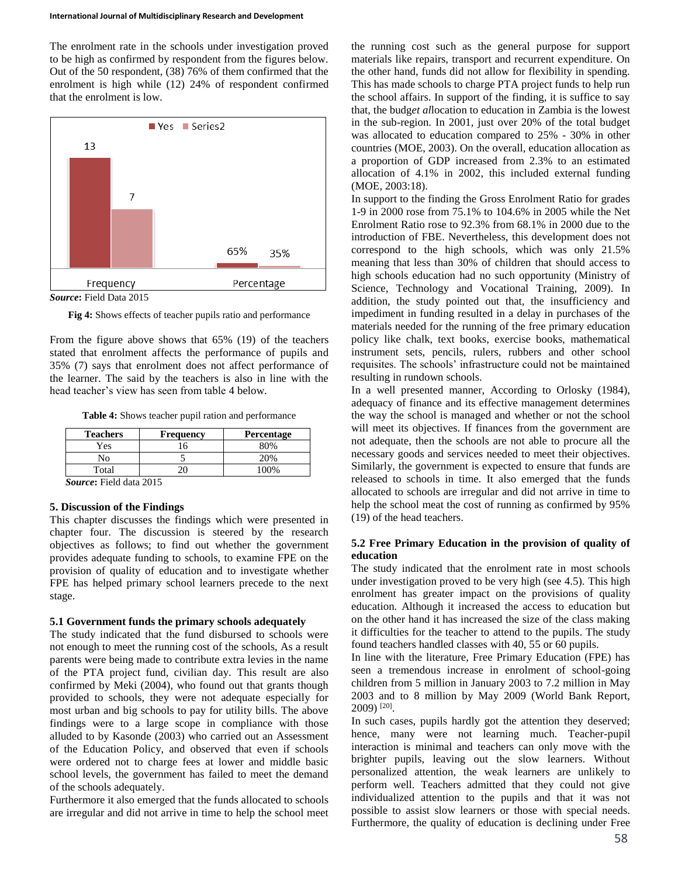The enrolment rate in the schools under investigation proved to be high as confirmed by respondent from the figures below. Out of the 50 respondent, (38) 76% of them confirmed that the enrolment is high while (12) 24% of respondent confirmed that the enrolment is low.

***Source*:** Field Data 2015

**Fig 4:** Shows effects of teacher pupils ratio and performance

From the figure above shows that 65% (19) of the teachers stated that enrolment affects the performance of pupils and 35% (7) says that enrolment does not affect performance of the learner. The said by the teachers is also in line with the head teacher's view has seen from table 4 below.

**Table 4:** Shows teacher pupil ration and performance

| Teachers | Frequency | Percentage |
|---|---|---|
| Yes | 16 | 80% |
| No | 5 | 20% |
| Total | 20 | 100% |

***Source*:** Field data 2015

## 5. Discussion of the Findings

This chapter discusses the findings which were presented in chapter four. The discussion is steered by the research objectives as follows; to find out whether the government provides adequate funding to schools, to examine FPE on the provision of quality of education and to investigate whether FPE has helped primary school learners precede to the next stage.

### 5.1 Government funds the primary schools adequately

The study indicated that the fund disbursed to schools were not enough to meet the running cost of the schools, As a result parents were being made to contribute extra levies in the name of the PTA project fund, civilian day. This result are also confirmed by Meki (2004), who found out that grants though provided to schools, they were not adequate especially for most urban and big schools to pay for utility bills. The above findings were to a large scope in compliance with those alluded to by Kasonde (2003) who carried out an Assessment of the Education Policy, and observed that even if schools were ordered not to charge fees at lower and middle basic school levels, the government has failed to meet the demand of the schools adequately.

Furthermore it also emerged that the funds allocated to schools are irregular and did not arrive in time to help the school meet the running cost such as the general purpose for support materials like repairs, transport and recurrent expenditure. On the other hand, funds did not allow for flexibility in spending. This has made schools to charge PTA project funds to help run the school affairs. In support of the finding, it is suffice to say that, the budg*et al*location to education in Zambia is the lowest in the sub-region. In 2001, just over 20% of the total budget was allocated to education compared to 25% - 30% in other countries (MOE, 2003). On the overall, education allocation as a proportion of GDP increased from 2.3% to an estimated allocation of 4.1% in 2002, this included external funding (MOE, 2003:18).

In support to the finding the Gross Enrolment Ratio for grades 1-9 in 2000 rose from 75.1% to 104.6% in 2005 while the Net Enrolment Ratio rose to 92.3% from 68.1% in 2000 due to the introduction of FBE. Nevertheless, this development does not correspond to the high schools, which was only 21.5% meaning that less than 30% of children that should access to high schools education had no such opportunity (Ministry of Science, Technology and Vocational Training, 2009). In addition, the study pointed out that, the insufficiency and impediment in funding resulted in a delay in purchases of the materials needed for the running of the free primary education policy like chalk, text books, exercise books, mathematical instrument sets, pencils, rulers, rubbers and other school requisites. The schools' infrastructure could not be maintained resulting in rundown schools.

In a well presented manner, According to Orlosky (1984), adequacy of finance and its effective management determines the way the school is managed and whether or not the school will meet its objectives. If finances from the government are not adequate, then the schools are not able to procure all the necessary goods and services needed to meet their objectives. Similarly, the government is expected to ensure that funds are released to schools in time. It also emerged that the funds allocated to schools are irregular and did not arrive in time to help the school meat the cost of running as confirmed by 95% (19) of the head teachers.

### 5.2 Free Primary Education in the provision of quality of education

The study indicated that the enrolment rate in most schools under investigation proved to be very high (see 4.5). This high enrolment has greater impact on the provisions of quality education. Although it increased the access to education but on the other hand it has increased the size of the class making it difficulties for the teacher to attend to the pupils. The study found teachers handled classes with 40, 55 or 60 pupils.

In line with the literature, Free Primary Education (FPE) has seen a tremendous increase in enrolment of school-going children from 5 million in January 2003 to 7.2 million in May 2003 and to 8 million by May 2009 (World Bank Report, 2009) [20].

In such cases, pupils hardly got the attention they deserved; hence, many were not learning much. Teacher-pupil interaction is minimal and teachers can only move with the brighter pupils, leaving out the slow learners. Without personalized attention, the weak learners are unlikely to perform well. Teachers admitted that they could not give individualized attention to the pupils and that it was not possible to assist slow learners or those with special needs. Furthermore, the quality of education is declining under Free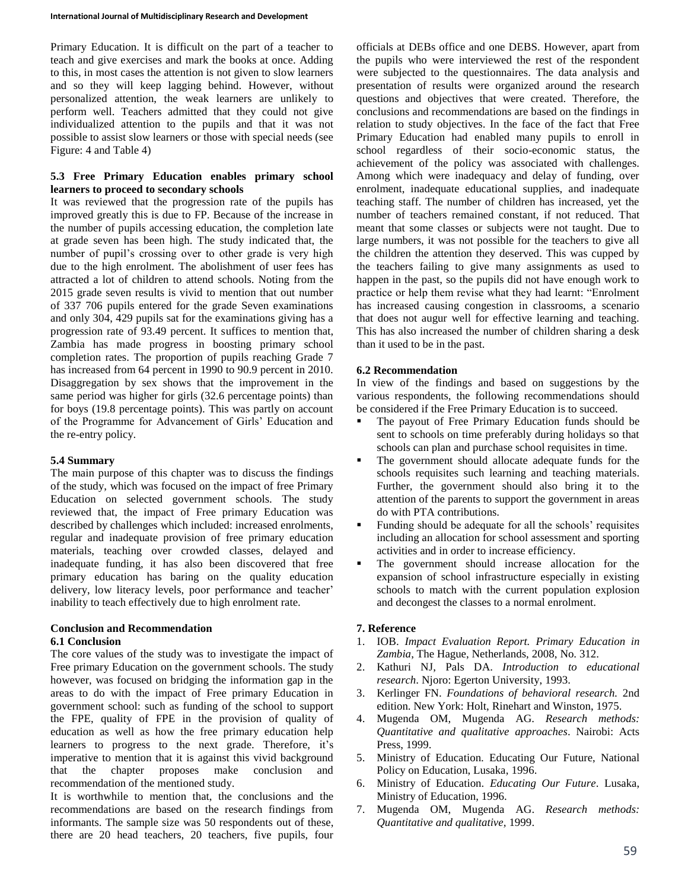Primary Education. It is difficult on the part of a teacher to teach and give exercises and mark the books at once. Adding to this, in most cases the attention is not given to slow learners and so they will keep lagging behind. However, without personalized attention, the weak learners are unlikely to perform well. Teachers admitted that they could not give individualized attention to the pupils and that it was not possible to assist slow learners or those with special needs (see Figure: 4 and Table 4)

### 5.3 Free Primary Education enables primary school learners to proceed to secondary schools

It was reviewed that the progression rate of the pupils has improved greatly this is due to FP. Because of the increase in the number of pupils accessing education, the completion late at grade seven has been high. The study indicated that, the number of pupil's crossing over to other grade is very high due to the high enrolment. The abolishment of user fees has attracted a lot of children to attend schools. Noting from the 2015 grade seven results is vivid to mention that out number of 337 706 pupils entered for the grade Seven examinations and only 304, 429 pupils sat for the examinations giving has a progression rate of 93.49 percent. It suffices to mention that, Zambia has made progress in boosting primary school completion rates. The proportion of pupils reaching Grade 7 has increased from 64 percent in 1990 to 90.9 percent in 2010. Disaggregation by sex shows that the improvement in the same period was higher for girls (32.6 percentage points) than for boys (19.8 percentage points). This was partly on account of the Programme for Advancement of Girls' Education and the re-entry policy.

### 5.4 Summary

The main purpose of this chapter was to discuss the findings of the study, which was focused on the impact of free Primary Education on selected government schools. The study reviewed that, the impact of Free primary Education was described by challenges which included: increased enrolments, regular and inadequate provision of free primary education materials, teaching over crowded classes, delayed and inadequate funding, it has also been discovered that free primary education has baring on the quality education delivery, low literacy levels, poor performance and teacher' inability to teach effectively due to high enrolment rate.

## Conclusion and Recommendation

### 6.1 Conclusion

The core values of the study was to investigate the impact of Free primary Education on the government schools. The study however, was focused on bridging the information gap in the areas to do with the impact of Free primary Education in government school: such as funding of the school to support the FPE, quality of FPE in the provision of quality of education as well as how the free primary education help learners to progress to the next grade. Therefore, it's imperative to mention that it is against this vivid background that the chapter proposes make conclusion and recommendation of the mentioned study.

It is worthwhile to mention that, the conclusions and the recommendations are based on the research findings from informants. The sample size was 50 respondents out of these, there are 20 head teachers, 20 teachers, five pupils, four officials at DEBs office and one DEBS. However, apart from the pupils who were interviewed the rest of the respondent were subjected to the questionnaires. The data analysis and presentation of results were organized around the research questions and objectives that were created. Therefore, the conclusions and recommendations are based on the findings in relation to study objectives. In the face of the fact that Free Primary Education had enabled many pupils to enroll in school regardless of their socio-economic status, the achievement of the policy was associated with challenges. Among which were inadequacy and delay of funding, over enrolment, inadequate educational supplies, and inadequate teaching staff. The number of children has increased, yet the number of teachers remained constant, if not reduced. That meant that some classes or subjects were not taught. Due to large numbers, it was not possible for the teachers to give all the children the attention they deserved. This was cupped by the teachers failing to give many assignments as used to happen in the past, so the pupils did not have enough work to practice or help them revise what they had learnt: "Enrolment has increased causing congestion in classrooms, a scenario that does not augur well for effective learning and teaching. This has also increased the number of children sharing a desk than it used to be in the past.

### 6.2 Recommendation

In view of the findings and based on suggestions by the various respondents, the following recommendations should be considered if the Free Primary Education is to succeed.

- The payout of Free Primary Education funds should be sent to schools on time preferably during holidays so that schools can plan and purchase school requisites in time.
- The government should allocate adequate funds for the schools requisites such learning and teaching materials. Further, the government should also bring it to the attention of the parents to support the government in areas do with PTA contributions.
- Funding should be adequate for all the schools' requisites including an allocation for school assessment and sporting activities and in order to increase efficiency.
- The government should increase allocation for the expansion of school infrastructure especially in existing schools to match with the current population explosion and decongest the classes to a normal enrolment.

## 7. Reference

1. IOB. *Impact Evaluation Report. Primary Education in Zambia*, The Hague, Netherlands, 2008, No. 312.
2. Kathuri NJ, Pals DA. *Introduction to educational research*. Njoro: Egerton University, 1993.
3. Kerlinger FN. *Foundations of behavioral research.* 2nd edition. New York: Holt, Rinehart and Winston, 1975.
4. Mugenda OM, Mugenda AG. *Research methods: Quantitative and qualitative approaches*. Nairobi: Acts Press, 1999.
5. Ministry of Education. Educating Our Future, National Policy on Education, Lusaka, 1996.
6. Ministry of Education. *Educating Our Future*. Lusaka, Ministry of Education, 1996.
7. Mugenda OM, Mugenda AG. *Research methods: Quantitative and qualitative,* 1999.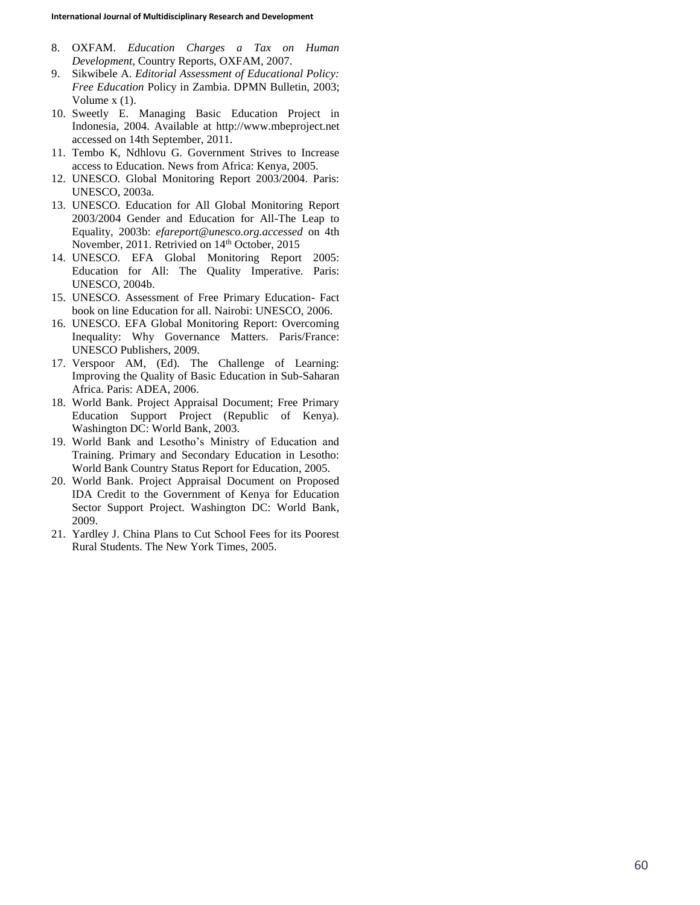8. OXFAM. *Education Charges a Tax on Human Development*, Country Reports, OXFAM, 2007.
9. Sikwibele A. *Editorial Assessment of Educational Policy: Free Education* Policy in Zambia. DPMN Bulletin, 2003; Volume x (1).
10. Sweetly E. Managing Basic Education Project in Indonesia, 2004. Available at http://www.mbeproject.net accessed on 14th September, 2011.
11. Tembo K, Ndhlovu G. Government Strives to Increase access to Education. News from Africa: Kenya, 2005.
12. UNESCO. Global Monitoring Report 2003/2004. Paris: UNESCO, 2003a.
13. UNESCO. Education for All Global Monitoring Report 2003/2004 Gender and Education for All-The Leap to Equality, 2003b: *efareport@unesco.org.accessed* on 4th November, 2011. Retrivied on 14th October, 2015
14. UNESCO. EFA Global Monitoring Report 2005: Education for All: The Quality Imperative. Paris: UNESCO, 2004b.
15. UNESCO. Assessment of Free Primary Education- Fact book on line Education for all. Nairobi: UNESCO, 2006.
16. UNESCO. EFA Global Monitoring Report: Overcoming Inequality: Why Governance Matters. Paris/France: UNESCO Publishers, 2009.
17. Verspoor AM, (Ed). The Challenge of Learning: Improving the Quality of Basic Education in Sub-Saharan Africa. Paris: ADEA, 2006.
18. World Bank. Project Appraisal Document; Free Primary Education Support Project (Republic of Kenya). Washington DC: World Bank, 2003.
19. World Bank and Lesotho's Ministry of Education and Training. Primary and Secondary Education in Lesotho: World Bank Country Status Report for Education, 2005.
20. World Bank. Project Appraisal Document on Proposed IDA Credit to the Government of Kenya for Education Sector Support Project. Washington DC: World Bank, 2009.
21. Yardley J. China Plans to Cut School Fees for its Poorest Rural Students. The New York Times, 2005.